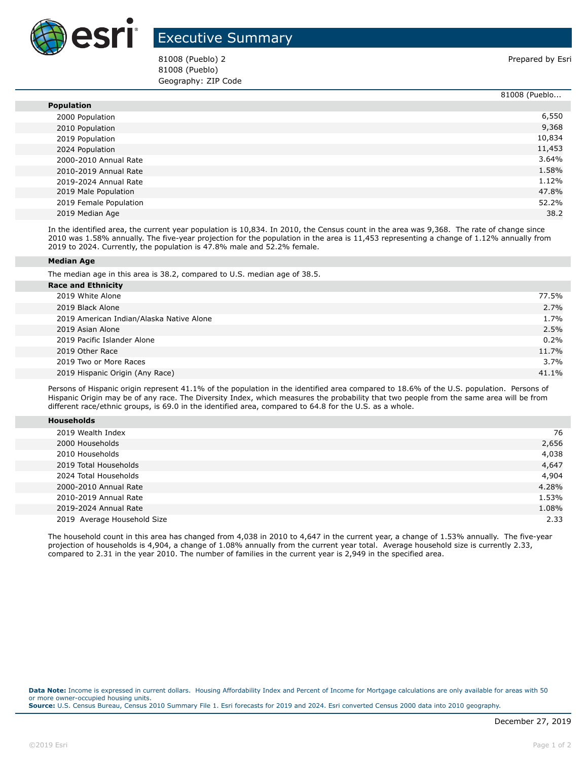# Executive Summary

81008 (Pueblo) 2
81008 (Pueblo)
Geography: ZIP Code

Prepared by Esri

| | 81008 (Pueblo... |
|---|---|
| **Population** | |
| 2000 Population | 6,550 |
| 2010 Population | 9,368 |
| 2019 Population | 10,834 |
| 2024 Population | 11,453 |
| 2000-2010 Annual Rate | 3.64% |
| 2010-2019 Annual Rate | 1.58% |
| 2019-2024 Annual Rate | 1.12% |
| 2019 Male Population | 47.8% |
| 2019 Female Population | 52.2% |
| 2019 Median Age | 38.2 |

In the identified area, the current year population is 10,834. In 2010, the Census count in the area was 9,368. The rate of change since 2010 was 1.58% annually. The five-year projection for the population in the area is 11,453 representing a change of 1.12% annually from 2019 to 2024. Currently, the population is 47.8% male and 52.2% female.

**Median Age**

The median age in this area is 38.2, compared to U.S. median age of 38.5.

| **Race and Ethnicity** | |
|---|---|
| 2019 White Alone | 77.5% |
| 2019 Black Alone | 2.7% |
| 2019 American Indian/Alaska Native Alone | 1.7% |
| 2019 Asian Alone | 2.5% |
| 2019 Pacific Islander Alone | 0.2% |
| 2019 Other Race | 11.7% |
| 2019 Two or More Races | 3.7% |
| 2019 Hispanic Origin (Any Race) | 41.1% |

Persons of Hispanic origin represent 41.1% of the population in the identified area compared to 18.6% of the U.S. population. Persons of Hispanic Origin may be of any race. The Diversity Index, which measures the probability that two people from the same area will be from different race/ethnic groups, is 69.0 in the identified area, compared to 64.8 for the U.S. as a whole.

| **Households** | |
|---|---|
| 2019 Wealth Index | 76 |
| 2000 Households | 2,656 |
| 2010 Households | 4,038 |
| 2019 Total Households | 4,647 |
| 2024 Total Households | 4,904 |
| 2000-2010 Annual Rate | 4.28% |
| 2010-2019 Annual Rate | 1.53% |
| 2019-2024 Annual Rate | 1.08% |
| 2019 Average Household Size | 2.33 |

The household count in this area has changed from 4,038 in 2010 to 4,647 in the current year, a change of 1.53% annually. The five-year projection of households is 4,904, a change of 1.08% annually from the current year total. Average household size is currently 2.33, compared to 2.31 in the year 2010. The number of families in the current year is 2,949 in the specified area.

**Data Note:** Income is expressed in current dollars. Housing Affordability Index and Percent of Income for Mortgage calculations are only available for areas with 50 or more owner-occupied housing units.
**Source:** U.S. Census Bureau, Census 2010 Summary File 1. Esri forecasts for 2019 and 2024. Esri converted Census 2000 data into 2010 geography.

December 27, 2019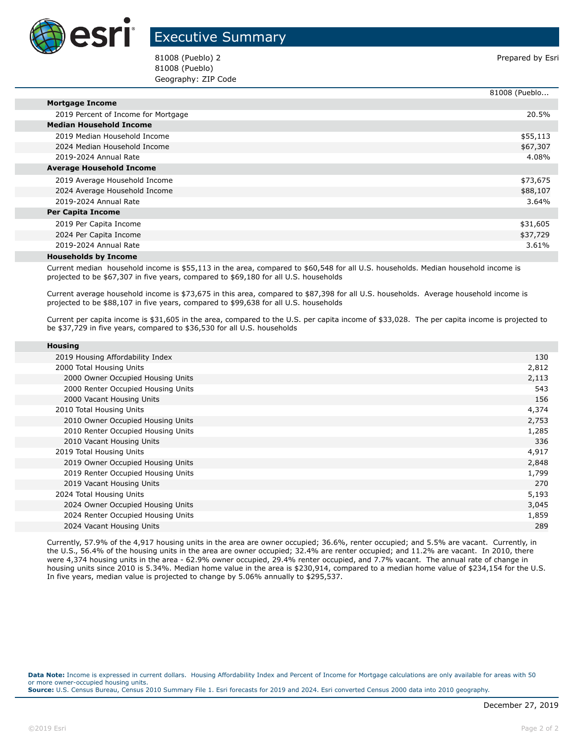# Executive Summary

81008 (Pueblo) 2
81008 (Pueblo)
Geography: ZIP Code

Prepared by Esri

| | 81008 (Pueblo... |
|---|---|
| **Mortgage Income** | |
| 2019 Percent of Income for Mortgage | 20.5% |
| **Median Household Income** | |
| 2019 Median Household Income | $55,113 |
| 2024 Median Household Income | $67,307 |
| 2019-2024 Annual Rate | 4.08% |
| **Average Household Income** | |
| 2019 Average Household Income | $73,675 |
| 2024 Average Household Income | $88,107 |
| 2019-2024 Annual Rate | 3.64% |
| **Per Capita Income** | |
| 2019 Per Capita Income | $31,605 |
| 2024 Per Capita Income | $37,729 |
| 2019-2024 Annual Rate | 3.61% |
| **Households by Income** | |

Current median household income is $55,113 in the area, compared to $60,548 for all U.S. households. Median household income is projected to be $67,307 in five years, compared to $69,180 for all U.S. households

Current average household income is $73,675 in this area, compared to $87,398 for all U.S. households. Average household income is projected to be $88,107 in five years, compared to $99,638 for all U.S. households

Current per capita income is $31,605 in the area, compared to the U.S. per capita income of $33,028. The per capita income is projected to be $37,729 in five years, compared to $36,530 for all U.S. households

| | |
|---|---|
| **Housing** | |
| 2019 Housing Affordability Index | 130 |
| 2000 Total Housing Units | 2,812 |
| 2000 Owner Occupied Housing Units | 2,113 |
| 2000 Renter Occupied Housing Units | 543 |
| 2000 Vacant Housing Units | 156 |
| 2010 Total Housing Units | 4,374 |
| 2010 Owner Occupied Housing Units | 2,753 |
| 2010 Renter Occupied Housing Units | 1,285 |
| 2010 Vacant Housing Units | 336 |
| 2019 Total Housing Units | 4,917 |
| 2019 Owner Occupied Housing Units | 2,848 |
| 2019 Renter Occupied Housing Units | 1,799 |
| 2019 Vacant Housing Units | 270 |
| 2024 Total Housing Units | 5,193 |
| 2024 Owner Occupied Housing Units | 3,045 |
| 2024 Renter Occupied Housing Units | 1,859 |
| 2024 Vacant Housing Units | 289 |

Currently, 57.9% of the 4,917 housing units in the area are owner occupied; 36.6%, renter occupied; and 5.5% are vacant. Currently, in the U.S., 56.4% of the housing units in the area are owner occupied; 32.4% are renter occupied; and 11.2% are vacant. In 2010, there were 4,374 housing units in the area - 62.9% owner occupied, 29.4% renter occupied, and 7.7% vacant. The annual rate of change in housing units since 2010 is 5.34%. Median home value in the area is $230,914, compared to a median home value of $234,154 for the U.S. In five years, median value is projected to change by 5.06% annually to $295,537.

**Data Note:** Income is expressed in current dollars. Housing Affordability Index and Percent of Income for Mortgage calculations are only available for areas with 50 or more owner-occupied housing units.
**Source:** U.S. Census Bureau, Census 2010 Summary File 1. Esri forecasts for 2019 and 2024. Esri converted Census 2000 data into 2010 geography.

December 27, 2019

©2019 Esri